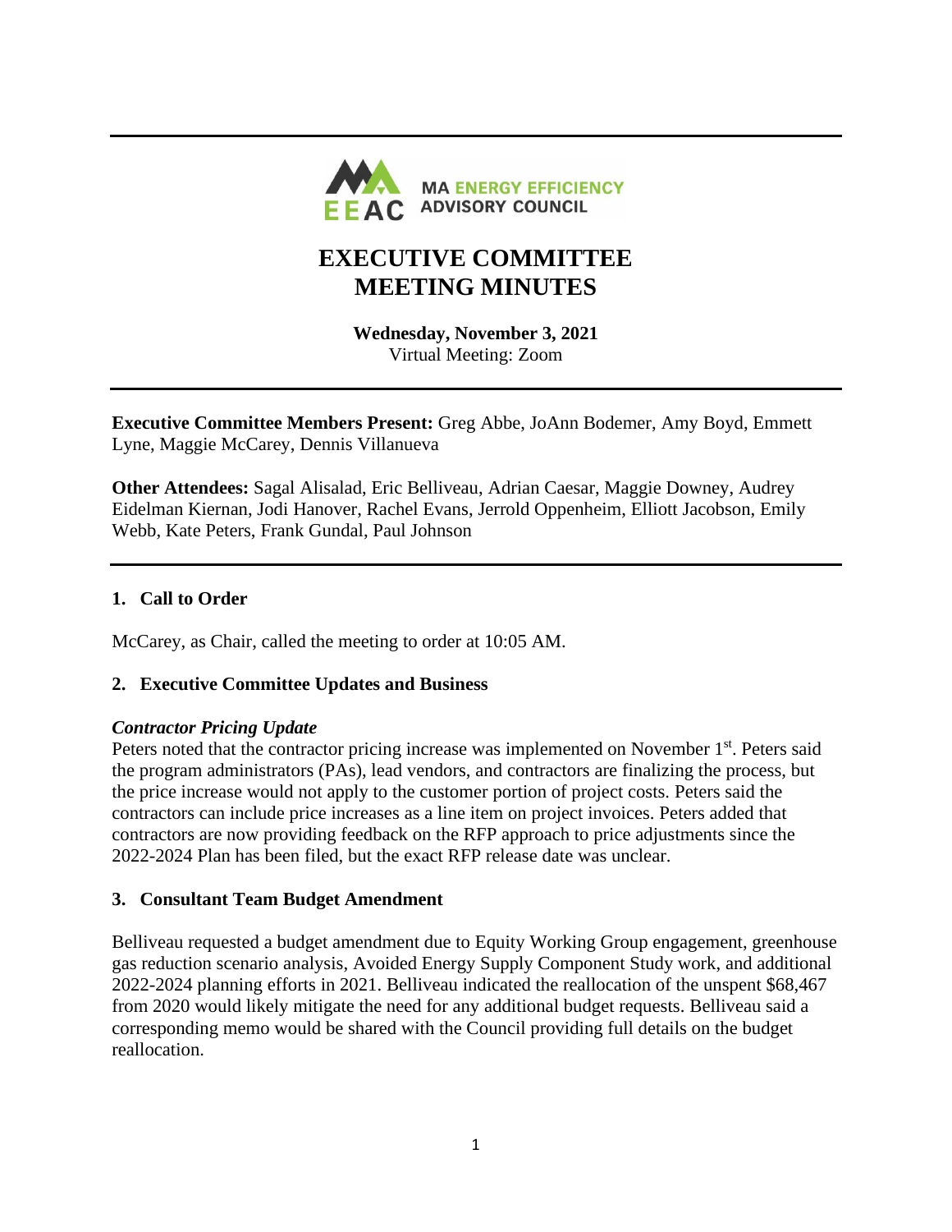MA ENERGY EFFICIENCY ADVISORY COUNCIL

# EXECUTIVE COMMITTEE MEETING MINUTES

**Wednesday, November 3, 2021**
Virtual Meeting: Zoom

**Executive Committee Members Present:** Greg Abbe, JoAnn Bodemer, Amy Boyd, Emmett Lyne, Maggie McCarey, Dennis Villanueva

**Other Attendees:** Sagal Alisalad, Eric Belliveau, Adrian Caesar, Maggie Downey, Audrey Eidelman Kiernan, Jodi Hanover, Rachel Evans, Jerrold Oppenheim, Elliott Jacobson, Emily Webb, Kate Peters, Frank Gundal, Paul Johnson

## 1. Call to Order

McCarey, as Chair, called the meeting to order at 10:05 AM.

## 2. Executive Committee Updates and Business

### *Contractor Pricing Update*

Peters noted that the contractor pricing increase was implemented on November 1st. Peters said the program administrators (PAs), lead vendors, and contractors are finalizing the process, but the price increase would not apply to the customer portion of project costs. Peters said the contractors can include price increases as a line item on project invoices. Peters added that contractors are now providing feedback on the RFP approach to price adjustments since the 2022-2024 Plan has been filed, but the exact RFP release date was unclear.

## 3. Consultant Team Budget Amendment

Belliveau requested a budget amendment due to Equity Working Group engagement, greenhouse gas reduction scenario analysis, Avoided Energy Supply Component Study work, and additional 2022-2024 planning efforts in 2021. Belliveau indicated the reallocation of the unspent $68,467 from 2020 would likely mitigate the need for any additional budget requests. Belliveau said a corresponding memo would be shared with the Council providing full details on the budget reallocation.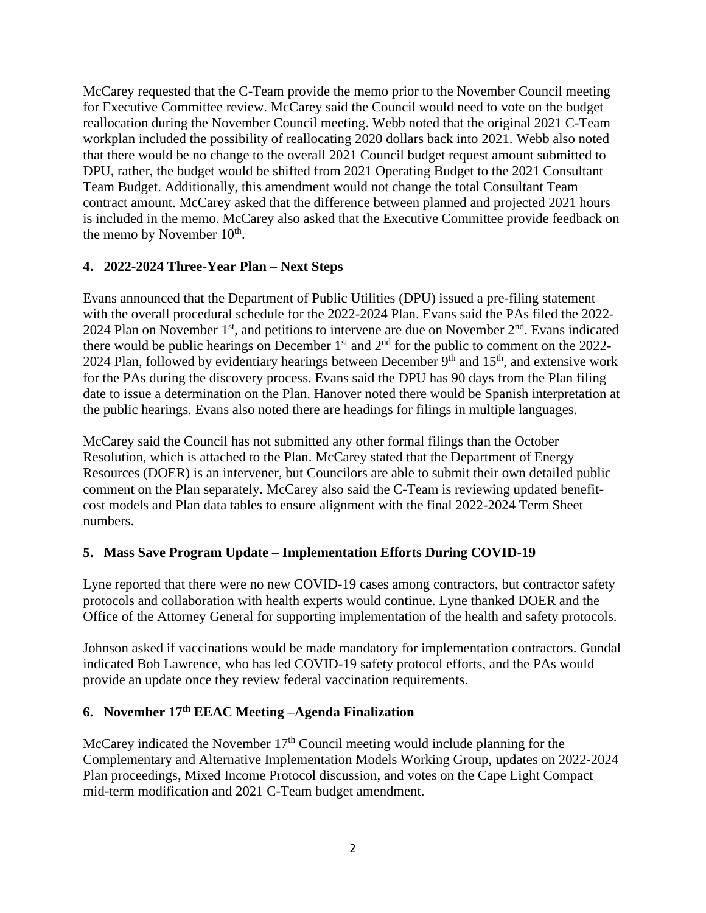McCarey requested that the C-Team provide the memo prior to the November Council meeting for Executive Committee review. McCarey said the Council would need to vote on the budget reallocation during the November Council meeting. Webb noted that the original 2021 C-Team workplan included the possibility of reallocating 2020 dollars back into 2021. Webb also noted that there would be no change to the overall 2021 Council budget request amount submitted to DPU, rather, the budget would be shifted from 2021 Operating Budget to the 2021 Consultant Team Budget. Additionally, this amendment would not change the total Consultant Team contract amount. McCarey asked that the difference between planned and projected 2021 hours is included in the memo. McCarey also asked that the Executive Committee provide feedback on the memo by November 10th.

**4. 2022-2024 Three-Year Plan – Next Steps**

Evans announced that the Department of Public Utilities (DPU) issued a pre-filing statement with the overall procedural schedule for the 2022-2024 Plan. Evans said the PAs filed the 2022-2024 Plan on November 1st, and petitions to intervene are due on November 2nd. Evans indicated there would be public hearings on December 1st and 2nd for the public to comment on the 2022-2024 Plan, followed by evidentiary hearings between December 9th and 15th, and extensive work for the PAs during the discovery process. Evans said the DPU has 90 days from the Plan filing date to issue a determination on the Plan. Hanover noted there would be Spanish interpretation at the public hearings. Evans also noted there are headings for filings in multiple languages.

McCarey said the Council has not submitted any other formal filings than the October Resolution, which is attached to the Plan. McCarey stated that the Department of Energy Resources (DOER) is an intervener, but Councilors are able to submit their own detailed public comment on the Plan separately. McCarey also said the C-Team is reviewing updated benefit-cost models and Plan data tables to ensure alignment with the final 2022-2024 Term Sheet numbers.

**5. Mass Save Program Update – Implementation Efforts During COVID-19**

Lyne reported that there were no new COVID-19 cases among contractors, but contractor safety protocols and collaboration with health experts would continue. Lyne thanked DOER and the Office of the Attorney General for supporting implementation of the health and safety protocols.

Johnson asked if vaccinations would be made mandatory for implementation contractors. Gundal indicated Bob Lawrence, who has led COVID-19 safety protocol efforts, and the PAs would provide an update once they review federal vaccination requirements.

**6. November 17th EEAC Meeting –Agenda Finalization**

McCarey indicated the November 17th Council meeting would include planning for the Complementary and Alternative Implementation Models Working Group, updates on 2022-2024 Plan proceedings, Mixed Income Protocol discussion, and votes on the Cape Light Compact mid-term modification and 2021 C-Team budget amendment.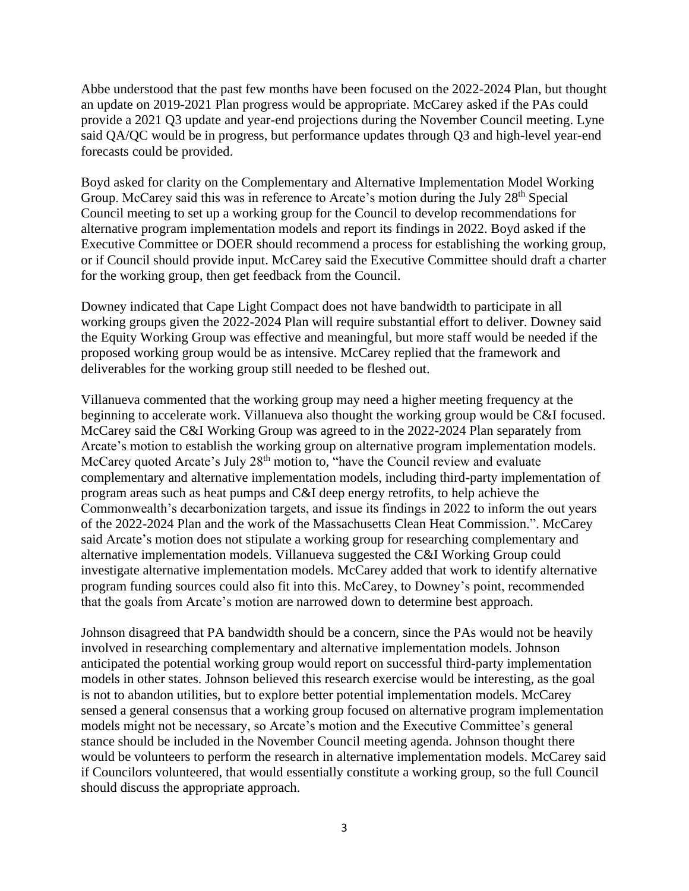Abbe understood that the past few months have been focused on the 2022-2024 Plan, but thought an update on 2019-2021 Plan progress would be appropriate. McCarey asked if the PAs could provide a 2021 Q3 update and year-end projections during the November Council meeting. Lyne said QA/QC would be in progress, but performance updates through Q3 and high-level year-end forecasts could be provided.

Boyd asked for clarity on the Complementary and Alternative Implementation Model Working Group. McCarey said this was in reference to Arcate's motion during the July 28th Special Council meeting to set up a working group for the Council to develop recommendations for alternative program implementation models and report its findings in 2022. Boyd asked if the Executive Committee or DOER should recommend a process for establishing the working group, or if Council should provide input. McCarey said the Executive Committee should draft a charter for the working group, then get feedback from the Council.

Downey indicated that Cape Light Compact does not have bandwidth to participate in all working groups given the 2022-2024 Plan will require substantial effort to deliver. Downey said the Equity Working Group was effective and meaningful, but more staff would be needed if the proposed working group would be as intensive. McCarey replied that the framework and deliverables for the working group still needed to be fleshed out.

Villanueva commented that the working group may need a higher meeting frequency at the beginning to accelerate work. Villanueva also thought the working group would be C&I focused. McCarey said the C&I Working Group was agreed to in the 2022-2024 Plan separately from Arcate's motion to establish the working group on alternative program implementation models. McCarey quoted Arcate's July 28th motion to, "have the Council review and evaluate complementary and alternative implementation models, including third-party implementation of program areas such as heat pumps and C&I deep energy retrofits, to help achieve the Commonwealth's decarbonization targets, and issue its findings in 2022 to inform the out years of the 2022-2024 Plan and the work of the Massachusetts Clean Heat Commission.". McCarey said Arcate's motion does not stipulate a working group for researching complementary and alternative implementation models. Villanueva suggested the C&I Working Group could investigate alternative implementation models. McCarey added that work to identify alternative program funding sources could also fit into this. McCarey, to Downey's point, recommended that the goals from Arcate's motion are narrowed down to determine best approach.

Johnson disagreed that PA bandwidth should be a concern, since the PAs would not be heavily involved in researching complementary and alternative implementation models. Johnson anticipated the potential working group would report on successful third-party implementation models in other states. Johnson believed this research exercise would be interesting, as the goal is not to abandon utilities, but to explore better potential implementation models. McCarey sensed a general consensus that a working group focused on alternative program implementation models might not be necessary, so Arcate's motion and the Executive Committee's general stance should be included in the November Council meeting agenda. Johnson thought there would be volunteers to perform the research in alternative implementation models. McCarey said if Councilors volunteered, that would essentially constitute a working group, so the full Council should discuss the appropriate approach.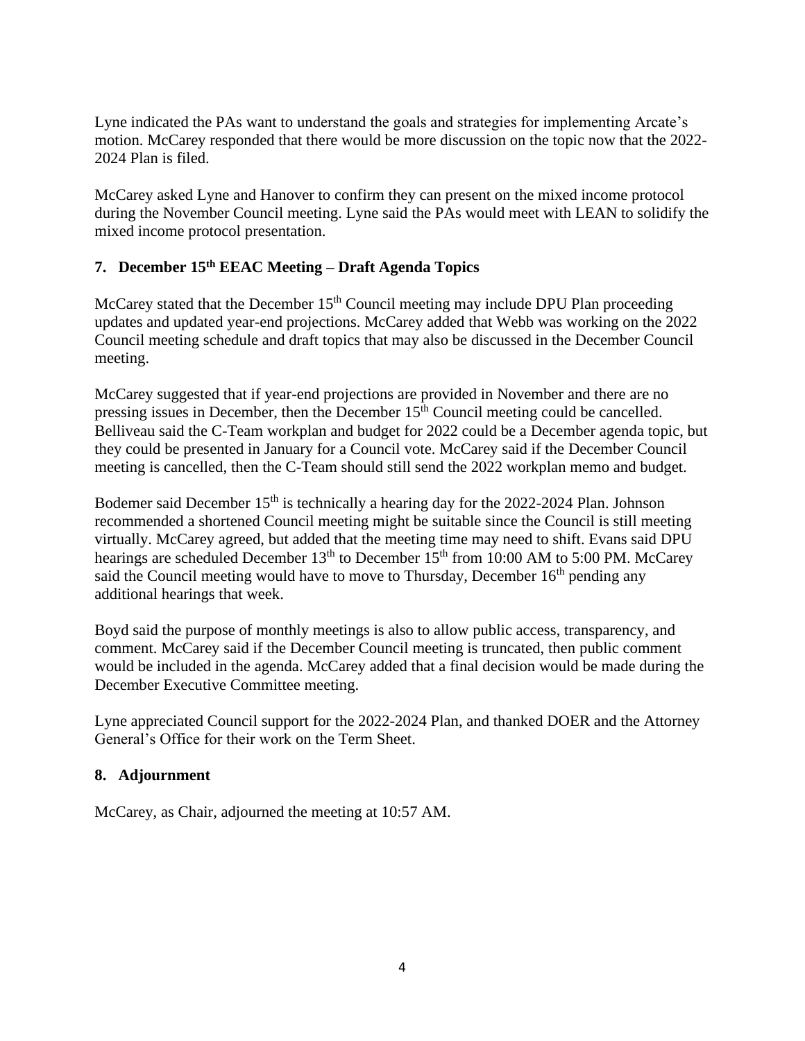Lyne indicated the PAs want to understand the goals and strategies for implementing Arcate's motion. McCarey responded that there would be more discussion on the topic now that the 2022-2024 Plan is filed.

McCarey asked Lyne and Hanover to confirm they can present on the mixed income protocol during the November Council meeting. Lyne said the PAs would meet with LEAN to solidify the mixed income protocol presentation.

## 7. December 15th EEAC Meeting – Draft Agenda Topics

McCarey stated that the December 15th Council meeting may include DPU Plan proceeding updates and updated year-end projections. McCarey added that Webb was working on the 2022 Council meeting schedule and draft topics that may also be discussed in the December Council meeting.

McCarey suggested that if year-end projections are provided in November and there are no pressing issues in December, then the December 15th Council meeting could be cancelled. Belliveau said the C-Team workplan and budget for 2022 could be a December agenda topic, but they could be presented in January for a Council vote. McCarey said if the December Council meeting is cancelled, then the C-Team should still send the 2022 workplan memo and budget.

Bodemer said December 15th is technically a hearing day for the 2022-2024 Plan. Johnson recommended a shortened Council meeting might be suitable since the Council is still meeting virtually. McCarey agreed, but added that the meeting time may need to shift. Evans said DPU hearings are scheduled December 13th to December 15th from 10:00 AM to 5:00 PM. McCarey said the Council meeting would have to move to Thursday, December 16th pending any additional hearings that week.

Boyd said the purpose of monthly meetings is also to allow public access, transparency, and comment. McCarey said if the December Council meeting is truncated, then public comment would be included in the agenda. McCarey added that a final decision would be made during the December Executive Committee meeting.

Lyne appreciated Council support for the 2022-2024 Plan, and thanked DOER and the Attorney General's Office for their work on the Term Sheet.

## 8. Adjournment

McCarey, as Chair, adjourned the meeting at 10:57 AM.